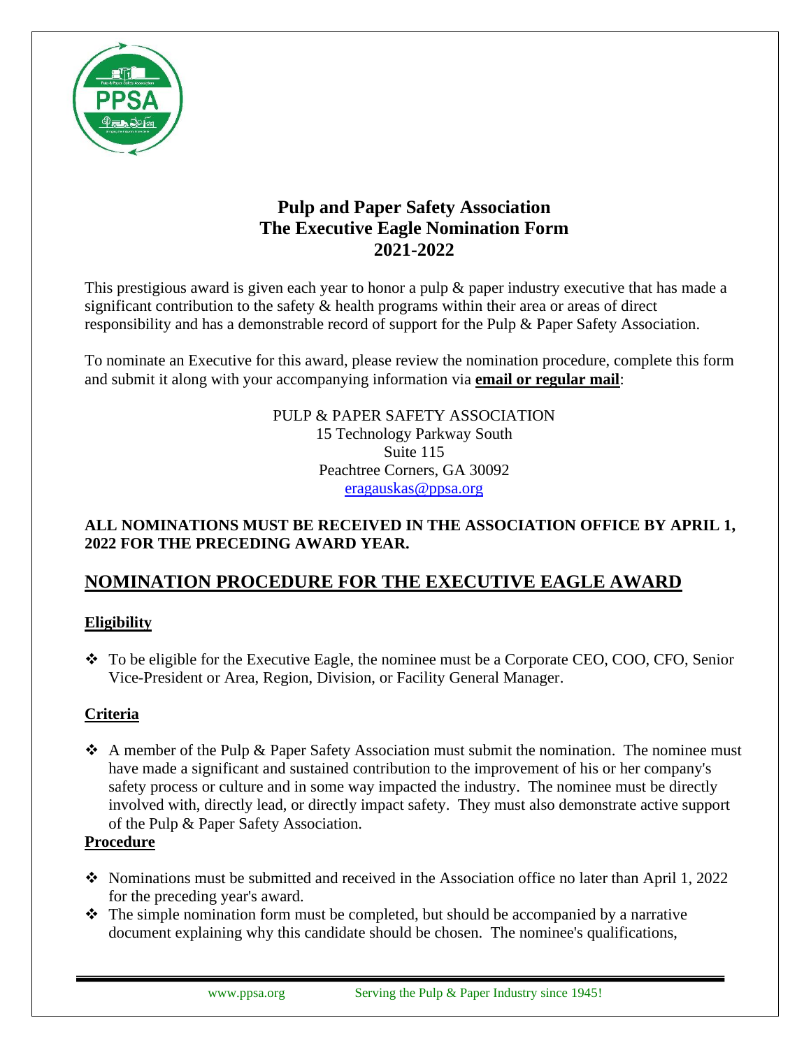# Pulp and Paper Safety Association
# The Executive Eagle Nomination Form
# 2021-2022

This prestigious award is given each year to honor a pulp & paper industry executive that has made a significant contribution to the safety & health programs within their area or areas of direct responsibility and has a demonstrable record of support for the Pulp & Paper Safety Association.

To nominate an Executive for this award, please review the nomination procedure, complete this form and submit it along with your accompanying information via **email or regular mail**:

PULP & PAPER SAFETY ASSOCIATION
15 Technology Parkway South
Suite 115
Peachtree Corners, GA 30092
eragauskas@ppsa.org

**ALL NOMINATIONS MUST BE RECEIVED IN THE ASSOCIATION OFFICE BY APRIL 1, 2022 FOR THE PRECEDING AWARD YEAR.**

## NOMINATION PROCEDURE FOR THE EXECUTIVE EAGLE AWARD

### Eligibility

- To be eligible for the Executive Eagle, the nominee must be a Corporate CEO, COO, CFO, Senior Vice-President or Area, Region, Division, or Facility General Manager.

### Criteria

- A member of the Pulp & Paper Safety Association must submit the nomination. The nominee must have made a significant and sustained contribution to the improvement of his or her company's safety process or culture and in some way impacted the industry. The nominee must be directly involved with, directly lead, or directly impact safety. They must also demonstrate active support of the Pulp & Paper Safety Association.

### Procedure

- Nominations must be submitted and received in the Association office no later than April 1, 2022 for the preceding year's award.
- The simple nomination form must be completed, but should be accompanied by a narrative document explaining why this candidate should be chosen. The nominee's qualifications,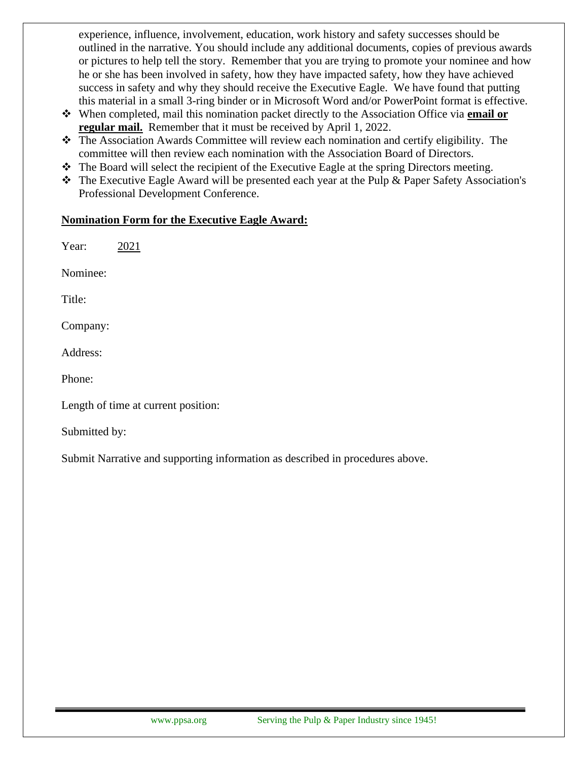experience, influence, involvement, education, work history and safety successes should be outlined in the narrative. You should include any additional documents, copies of previous awards or pictures to help tell the story. Remember that you are trying to promote your nominee and how he or she has been involved in safety, how they have impacted safety, how they have achieved success in safety and why they should receive the Executive Eagle. We have found that putting this material in a small 3-ring binder or in Microsoft Word and/or PowerPoint format is effective.

- When completed, mail this nomination packet directly to the Association Office via **email or regular mail.** Remember that it must be received by April 1, 2022.
- The Association Awards Committee will review each nomination and certify eligibility. The committee will then review each nomination with the Association Board of Directors.
- The Board will select the recipient of the Executive Eagle at the spring Directors meeting.
- The Executive Eagle Award will be presented each year at the Pulp & Paper Safety Association's Professional Development Conference.

**Nomination Form for the Executive Eagle Award:**

Year: 2021

Nominee:

Title:

Company:

Address:

Phone:

Length of time at current position:

Submitted by:

Submit Narrative and supporting information as described in procedures above.

www.ppsa.org Serving the Pulp & Paper Industry since 1945!